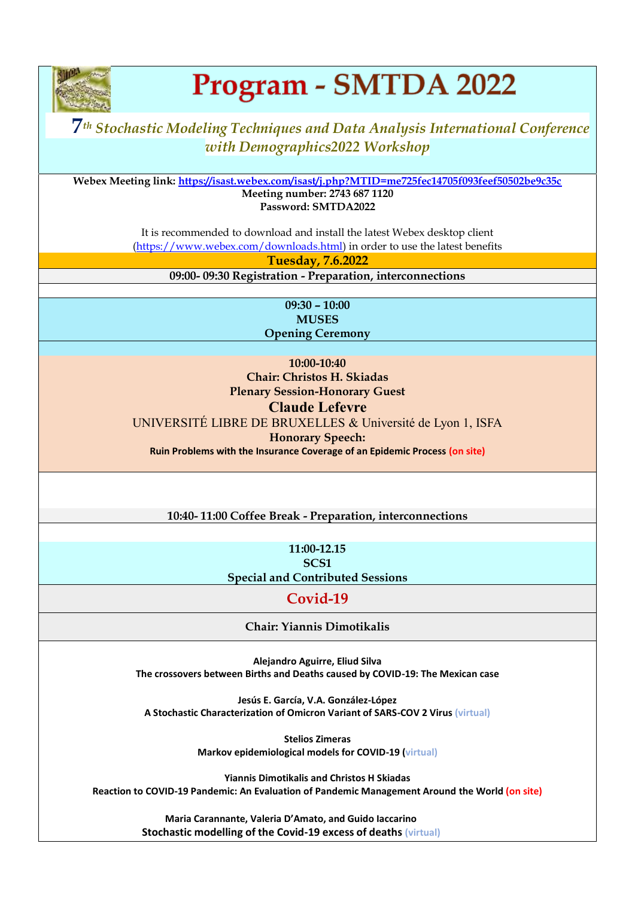# Program - SMTDA 2022

*7th Stochastic Modeling Techniques and Data Analysis International Conference with Demographics2022 Workshop*

**Webex Meeting link: https://isast.webex.com/isast/j.php?MTID=me725fec14705f093feef50502be9c35c**
**Meeting number: 2743 687 1120**
**Password: SMTDA2022**

It is recommended to download and install the latest Webex desktop client (https://www.webex.com/downloads.html) in order to use the latest benefits

## Tuesday, 7.6.2022

**09:00- 09:30 Registration - Preparation, interconnections**

**09:30 – 10:00**
**MUSES**
**Opening Ceremony**

**10:00-10:40**
**Chair: Christos H. Skiadas**
**Plenary Session-Honorary Guest**
**Claude Lefevre**
UNIVERSITÉ LIBRE DE BRUXELLES & Université de Lyon 1, ISFA
**Honorary Speech:**
**Ruin Problems with the Insurance Coverage of an Epidemic Process (on site)**

**10:40- 11:00 Coffee Break - Preparation, interconnections**

**11:00-12.15**
**SCS1**
**Special and Contributed Sessions**

### Covid-19

**Chair: Yiannis Dimotikalis**

**Alejandro Aguirre, Eliud Silva**
**The crossovers between Births and Deaths caused by COVID-19: The Mexican case**

**Jesús E. García, V.A. González-López**
**A Stochastic Characterization of Omicron Variant of SARS-COV 2 Virus (virtual)**

**Stelios Zimeras**
**Markov epidemiological models for COVID-19 (virtual)**

**Yiannis Dimotikalis and Christos H Skiadas**
**Reaction to COVID-19 Pandemic: An Evaluation of Pandemic Management Around the World (on site)**

**Maria Carannante, Valeria D'Amato, and Guido Iaccarino**
**Stochastic modelling of the Covid-19 excess of deaths (virtual)**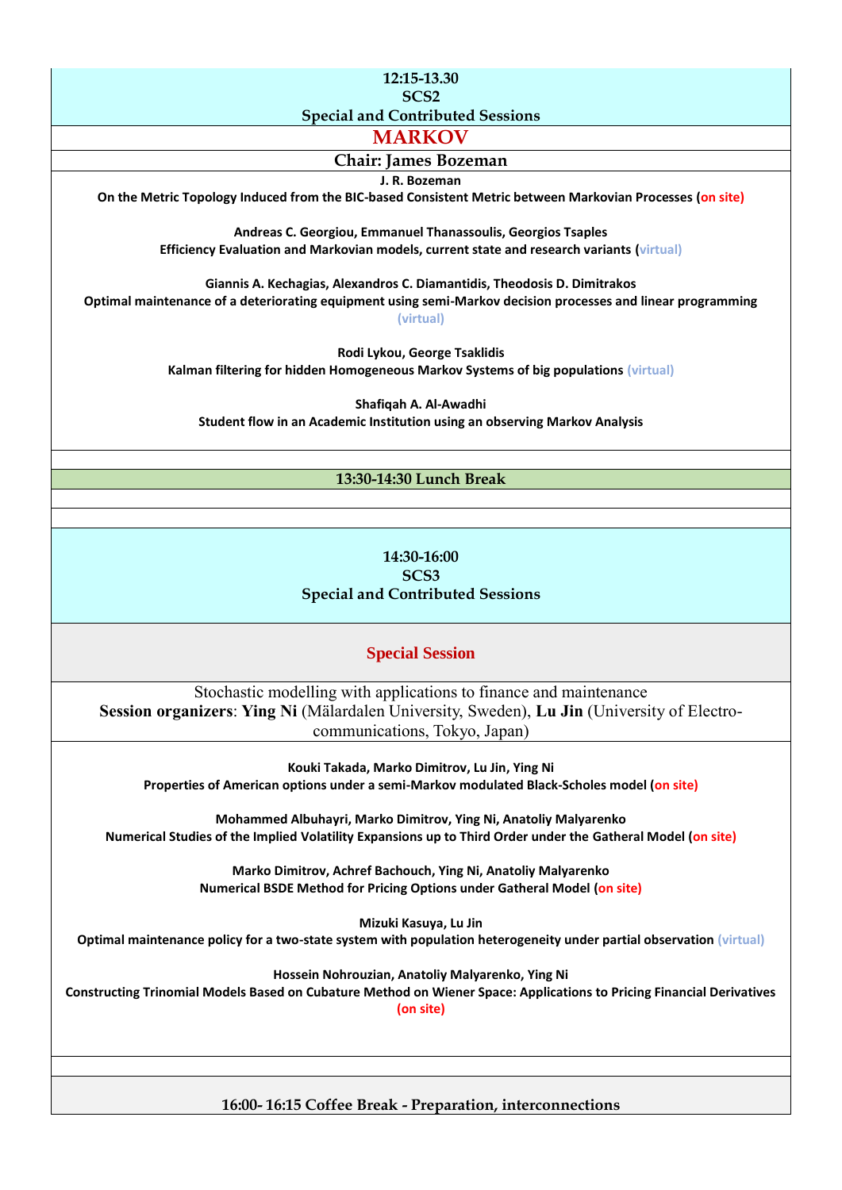**12:15-13.30**
**SCS2**
**Special and Contributed Sessions**

## MARKOV

**Chair: James Bozeman**

**J. R. Bozeman**
**On the Metric Topology Induced from the BIC-based Consistent Metric between Markovian Processes (on site)**

**Andreas C. Georgiou, Emmanuel Thanassoulis, Georgios Tsaples**
**Efficiency Evaluation and Markovian models, current state and research variants (virtual)**

**Giannis A. Kechagias, Alexandros C. Diamantidis, Theodosis D. Dimitrakos**
**Optimal maintenance of a deteriorating equipment using semi-Markov decision processes and linear programming (virtual)**

**Rodi Lykou, George Tsaklidis**
**Kalman filtering for hidden Homogeneous Markov Systems of big populations (virtual)**

**Shafiqah A. Al-Awadhi**
**Student flow in an Academic Institution using an observing Markov Analysis**

**13:30-14:30 Lunch Break**

**14:30-16:00**
**SCS3**
**Special and Contributed Sessions**

## Special Session

Stochastic modelling with applications to finance and maintenance
**Session organizers**: **Ying Ni** (Mälardalen University, Sweden), **Lu Jin** (University of Electro-communications, Tokyo, Japan)

**Kouki Takada, Marko Dimitrov, Lu Jin, Ying Ni**
**Properties of American options under a semi-Markov modulated Black-Scholes model (on site)**

**Mohammed Albuhayri, Marko Dimitrov, Ying Ni, Anatoliy Malyarenko**
**Numerical Studies of the Implied Volatility Expansions up to Third Order under the Gatheral Model (on site)**

**Marko Dimitrov, Achref Bachouch, Ying Ni, Anatoliy Malyarenko**
**Numerical BSDE Method for Pricing Options under Gatheral Model (on site)**

**Mizuki Kasuya, Lu Jin**
**Optimal maintenance policy for a two-state system with population heterogeneity under partial observation (virtual)**

**Hossein Nohrouzian, Anatoliy Malyarenko, Ying Ni**
**Constructing Trinomial Models Based on Cubature Method on Wiener Space: Applications to Pricing Financial Derivatives (on site)**

**16:00- 16:15 Coffee Break - Preparation, interconnections**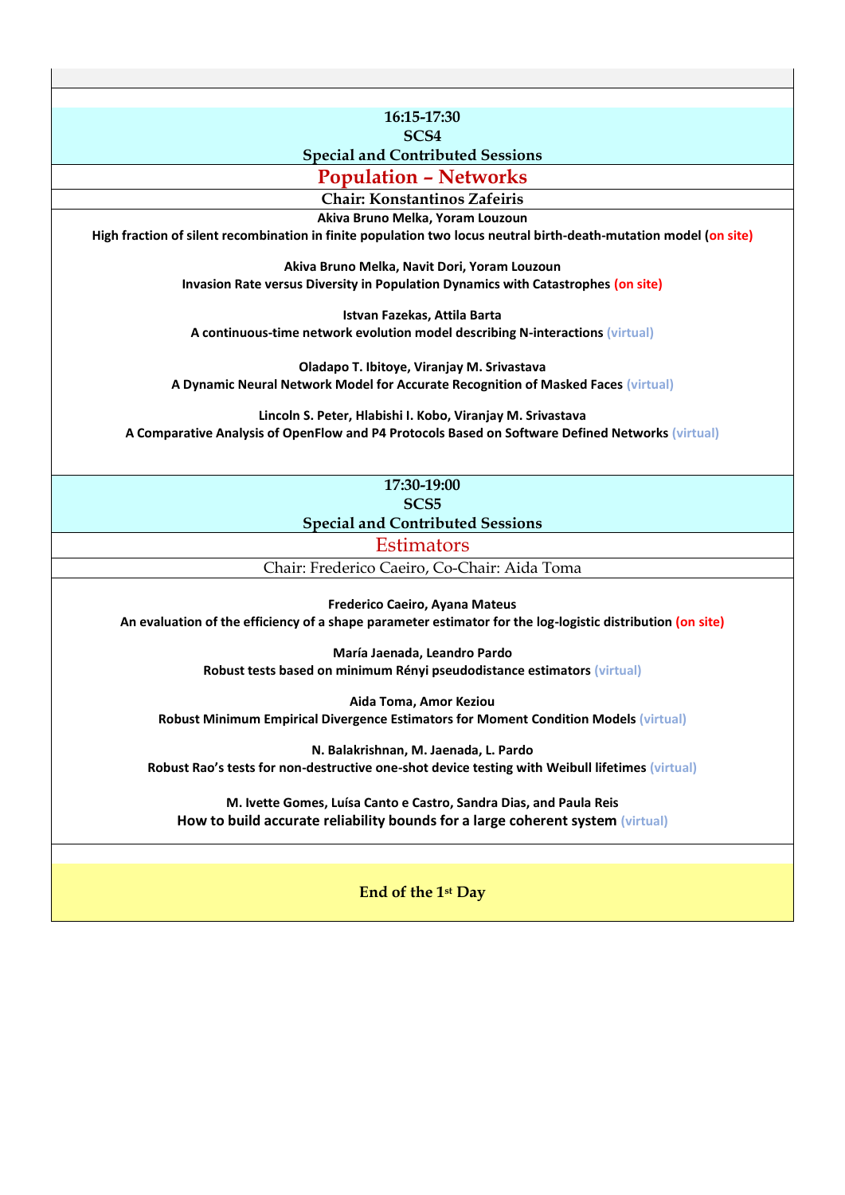**16:15-17:30**

**SCS4**

**Special and Contributed Sessions**

## Population – Networks

**Chair: Konstantinos Zafeiris**

**Akiva Bruno Melka, Yoram Louzoun**
**High fraction of silent recombination in finite population two locus neutral birth-death-mutation model (on site)**

**Akiva Bruno Melka, Navit Dori, Yoram Louzoun**
**Invasion Rate versus Diversity in Population Dynamics with Catastrophes (on site)**

**Istvan Fazekas, Attila Barta**
**A continuous-time network evolution model describing N-interactions (virtual)**

**Oladapo T. Ibitoye, Viranjay M. Srivastava**
**A Dynamic Neural Network Model for Accurate Recognition of Masked Faces (virtual)**

**Lincoln S. Peter, Hlabishi I. Kobo, Viranjay M. Srivastava**
**A Comparative Analysis of OpenFlow and P4 Protocols Based on Software Defined Networks (virtual)**

**17:30-19:00**

**SCS5**

**Special and Contributed Sessions**

## Estimators

Chair: Frederico Caeiro, Co-Chair: Aida Toma

**Frederico Caeiro, Ayana Mateus**
**An evaluation of the efficiency of a shape parameter estimator for the log-logistic distribution (on site)**

**María Jaenada, Leandro Pardo**
**Robust tests based on minimum Rényi pseudodistance estimators (virtual)**

**Aida Toma, Amor Keziou**
**Robust Minimum Empirical Divergence Estimators for Moment Condition Models (virtual)**

**N. Balakrishnan, M. Jaenada, L. Pardo**
**Robust Rao's tests for non-destructive one-shot device testing with Weibull lifetimes (virtual)**

**M. Ivette Gomes, Luísa Canto e Castro, Sandra Dias, and Paula Reis**
**How to build accurate reliability bounds for a large coherent system (virtual)**

**End of the 1st Day**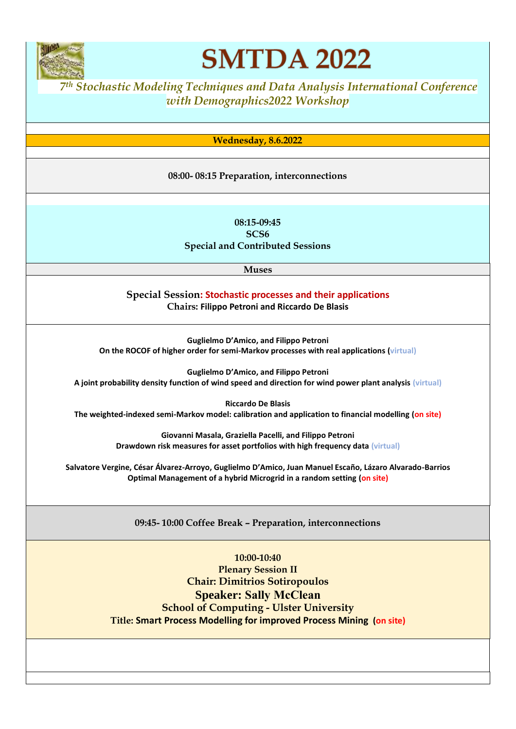# SMTDA 2022

*7th Stochastic Modeling Techniques and Data Analysis International Conference with Demographics2022 Workshop*

**Wednesday, 8.6.2022**

**08:00- 08:15 Preparation, interconnections**

**08:15-09:45**
**SCS6**
**Special and Contributed Sessions**

**Muses**

**Special Session: Stochastic processes and their applications**
**Chairs: Filippo Petroni and Riccardo De Blasis**

**Guglielmo D'Amico, and Filippo Petroni**
**On the ROCOF of higher order for semi-Markov processes with real applications (virtual)**

**Guglielmo D'Amico, and Filippo Petroni**
**A joint probability density function of wind speed and direction for wind power plant analysis (virtual)**

**Riccardo De Blasis**
**The weighted-indexed semi-Markov model: calibration and application to financial modelling (on site)**

**Giovanni Masala, Graziella Pacelli, and Filippo Petroni**
**Drawdown risk measures for asset portfolios with high frequency data (virtual)**

**Salvatore Vergine, César Álvarez-Arroyo, Guglielmo D'Amico, Juan Manuel Escaño, Lázaro Alvarado-Barrios**
**Optimal Management of a hybrid Microgrid in a random setting (on site)**

**09:45- 10:00 Coffee Break – Preparation, interconnections**

**10:00-10:40**
**Plenary Session II**
**Chair: Dimitrios Sotiropoulos**
**Speaker: Sally McClean**
**School of Computing - Ulster University**
**Title: Smart Process Modelling for improved Process Mining (on site)**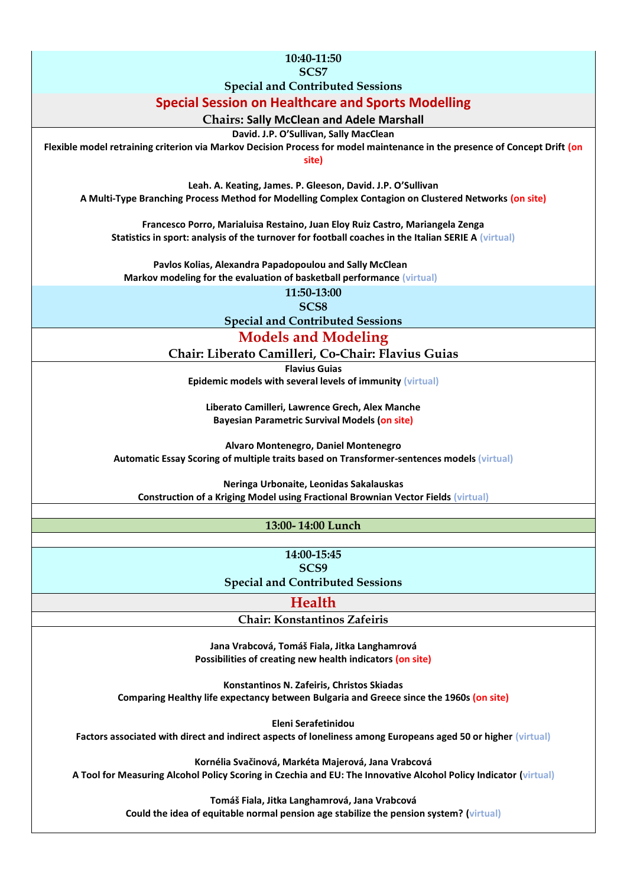**10:40-11:50**
**SCS7**
**Special and Contributed Sessions**

## Special Session on Healthcare and Sports Modelling

**Chairs: Sally McClean and Adele Marshall**

**David. J.P. O'Sullivan, Sally MacClean**
**Flexible model retraining criterion via Markov Decision Process for model maintenance in the presence of Concept Drift (on site)**

**Leah. A. Keating, James. P. Gleeson, David. J.P. O'Sullivan**
**A Multi-Type Branching Process Method for Modelling Complex Contagion on Clustered Networks (on site)**

**Francesco Porro, Marialuisa Restaino, Juan Eloy Ruiz Castro, Mariangela Zenga**
**Statistics in sport: analysis of the turnover for football coaches in the Italian SERIE A (virtual)**

**Pavlos Kolias, Alexandra Papadopoulou and Sally McClean**
**Markov modeling for the evaluation of basketball performance (virtual)**

**11:50-13:00**
**SCS8**
**Special and Contributed Sessions**

## Models and Modeling

**Chair: Liberato Camilleri, Co-Chair: Flavius Guias**

**Flavius Guias**
**Epidemic models with several levels of immunity (virtual)**

**Liberato Camilleri, Lawrence Grech, Alex Manche**
**Bayesian Parametric Survival Models (on site)**

**Alvaro Montenegro, Daniel Montenegro**
**Automatic Essay Scoring of multiple traits based on Transformer-sentences models (virtual)**

**Neringa Urbonaite, Leonidas Sakalauskas**
**Construction of a Kriging Model using Fractional Brownian Vector Fields (virtual)**

**13:00- 14:00 Lunch**

**14:00-15:45**
**SCS9**
**Special and Contributed Sessions**

## Health

**Chair: Konstantinos Zafeiris**

**Jana Vrabcová, Tomáš Fiala, Jitka Langhamrová**
**Possibilities of creating new health indicators (on site)**

**Konstantinos N. Zafeiris, Christos Skiadas**
**Comparing Healthy life expectancy between Bulgaria and Greece since the 1960s (on site)**

**Eleni Serafetinidou**
**Factors associated with direct and indirect aspects of loneliness among Europeans aged 50 or higher (virtual)**

**Kornélia Svačinová, Markéta Majerová, Jana Vrabcová**
**A Tool for Measuring Alcohol Policy Scoring in Czechia and EU: The Innovative Alcohol Policy Indicator (virtual)**

**Tomáš Fiala, Jitka Langhamrová, Jana Vrabcová**
**Could the idea of equitable normal pension age stabilize the pension system? (virtual)**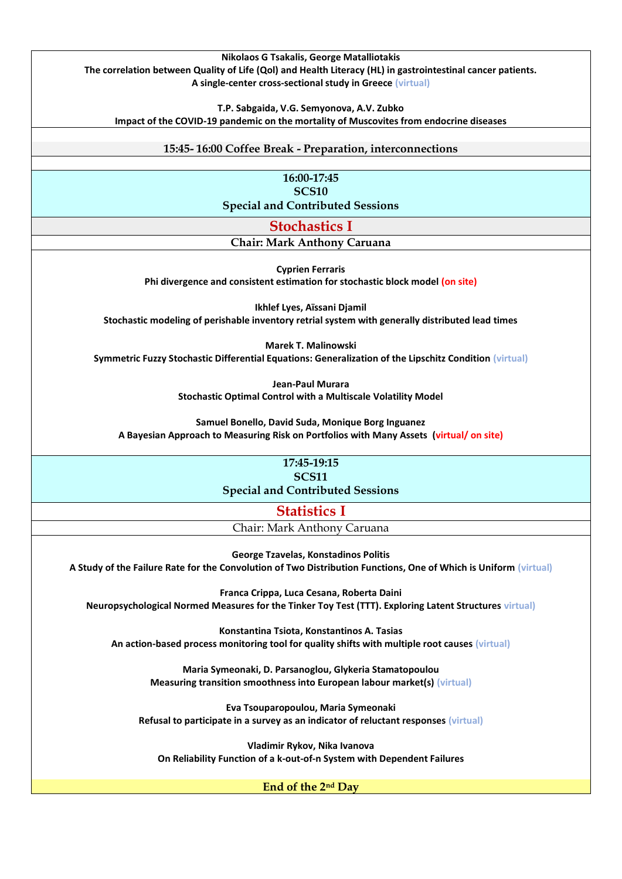**Nikolaos G Tsakalis, George Matalliotakis**
**The correlation between Quality of Life (Qol) and Health Literacy (HL) in gastrointestinal cancer patients. A single-center cross-sectional study in Greece** (virtual)

**T.P. Sabgaida, V.G. Semyonova, A.V. Zubko**
**Impact of the COVID-19 pandemic on the mortality of Muscovites from endocrine diseases**

**15:45- 16:00 Coffee Break - Preparation, interconnections**

## 16:00-17:45 SCS10 Special and Contributed Sessions

### Stochastics I

**Chair: Mark Anthony Caruana**

**Cyprien Ferraris**
**Phi divergence and consistent estimation for stochastic block model** (on site)

**Ikhlef Lyes, Aïssani Djamil**
**Stochastic modeling of perishable inventory retrial system with generally distributed lead times**

**Marek T. Malinowski**
**Symmetric Fuzzy Stochastic Differential Equations: Generalization of the Lipschitz Condition** (virtual)

**Jean-Paul Murara**
**Stochastic Optimal Control with a Multiscale Volatility Model**

**Samuel Bonello, David Suda, Monique Borg Inguanez**
**A Bayesian Approach to Measuring Risk on Portfolios with Many Assets** (virtual/ on site)

## 17:45-19:15 SCS11 Special and Contributed Sessions

### Statistics I

Chair: Mark Anthony Caruana

**George Tzavelas, Konstadinos Politis**
**A Study of the Failure Rate for the Convolution of Two Distribution Functions, One of Which is Uniform** (virtual)

**Franca Crippa, Luca Cesana, Roberta Daini**
**Neuropsychological Normed Measures for the Tinker Toy Test (TTT). Exploring Latent Structures** virtual)

**Konstantina Tsiota, Konstantinos A. Tasias**
**An action-based process monitoring tool for quality shifts with multiple root causes** (virtual)

**Maria Symeonaki, D. Parsanoglou, Glykeria Stamatopoulou**
**Measuring transition smoothness into European labour market(s)** (virtual)

**Eva Tsouparopoulou, Maria Symeonaki**
**Refusal to participate in a survey as an indicator of reluctant responses** (virtual)

**Vladimir Rykov, Nika Ivanova**
**On Reliability Function of a k-out-of-n System with Dependent Failures**

**End of the 2nd Day**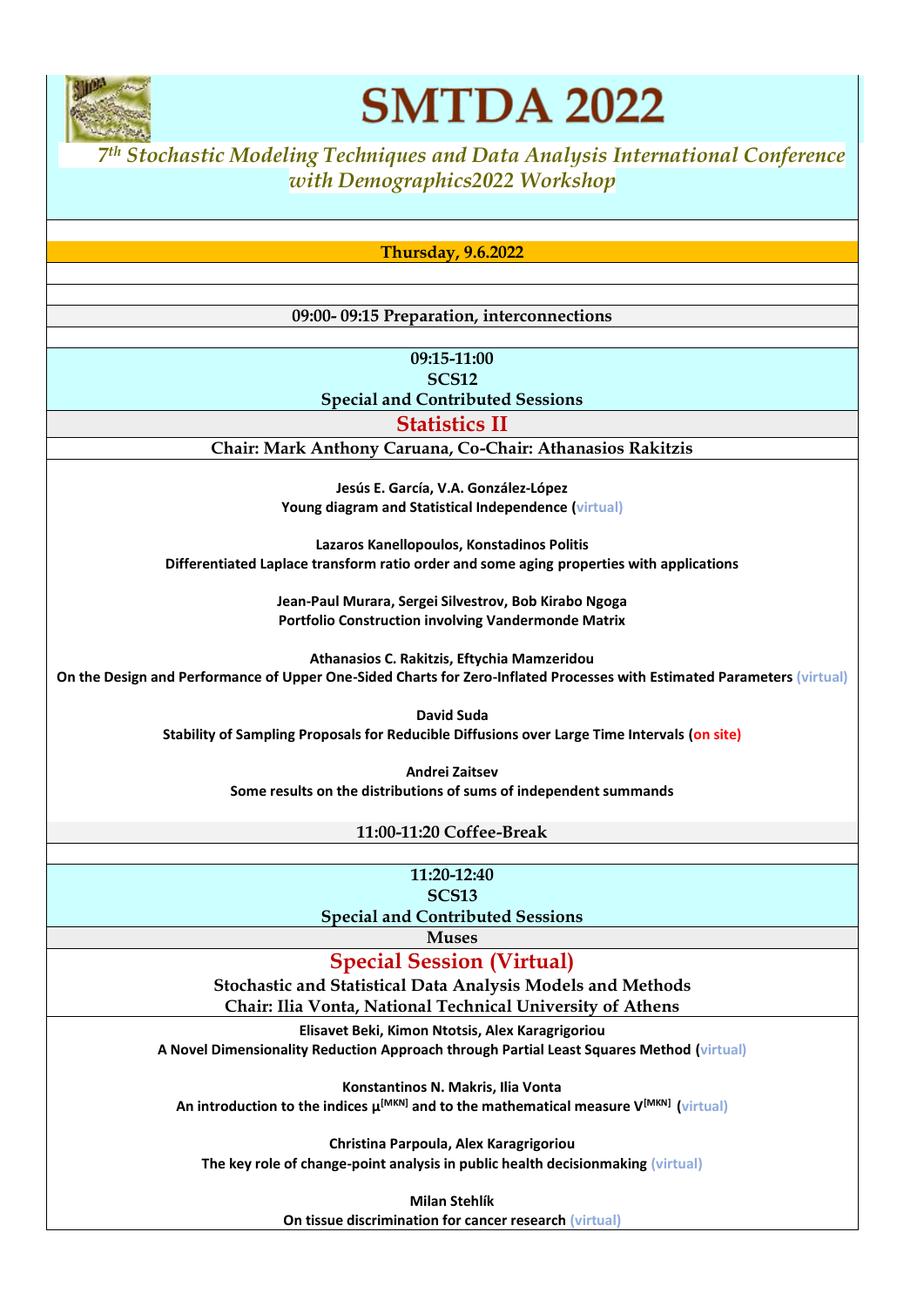# SMTDA 2022

*7th Stochastic Modeling Techniques and Data Analysis International Conference with Demographics2022 Workshop*

**Thursday, 9.6.2022**

**09:00- 09:15 Preparation, interconnections**

**09:15-11:00**
**SCS12**
**Special and Contributed Sessions**

## Statistics II

**Chair: Mark Anthony Caruana, Co-Chair: Athanasios Rakitzis**

**Jesús E. García, V.A. González-López**
**Young diagram and Statistical Independence (virtual)**

**Lazaros Kanellopoulos, Konstadinos Politis**
**Differentiated Laplace transform ratio order and some aging properties with applications**

**Jean-Paul Murara, Sergei Silvestrov, Bob Kirabo Ngoga**
**Portfolio Construction involving Vandermonde Matrix**

**Athanasios C. Rakitzis, Eftychia Mamzeridou**
**On the Design and Performance of Upper One-Sided Charts for Zero-Inflated Processes with Estimated Parameters (virtual)**

**David Suda**
**Stability of Sampling Proposals for Reducible Diffusions over Large Time Intervals (on site)**

**Andrei Zaitsev**
**Some results on the distributions of sums of independent summands**

**11:00-11:20 Coffee-Break**

**11:20-12:40**
**SCS13**
**Special and Contributed Sessions**
**Muses**

## Special Session (Virtual)

**Stochastic and Statistical Data Analysis Models and Methods**
**Chair: Ilia Vonta, National Technical University of Athens**

**Elisavet Beki, Kimon Ntotsis, Alex Karagrigoriou**
**A Novel Dimensionality Reduction Approach through Partial Least Squares Method (virtual)**

**Konstantinos N. Makris, Ilia Vonta**
**An introduction to the indices $\mu^{[MKN]}$ and to the mathematical measure $V^{[MKN]}$ (virtual)**

**Christina Parpoula, Alex Karagrigoriou**
**The key role of change-point analysis in public health decisionmaking (virtual)**

**Milan Stehlík**
**On tissue discrimination for cancer research (virtual)**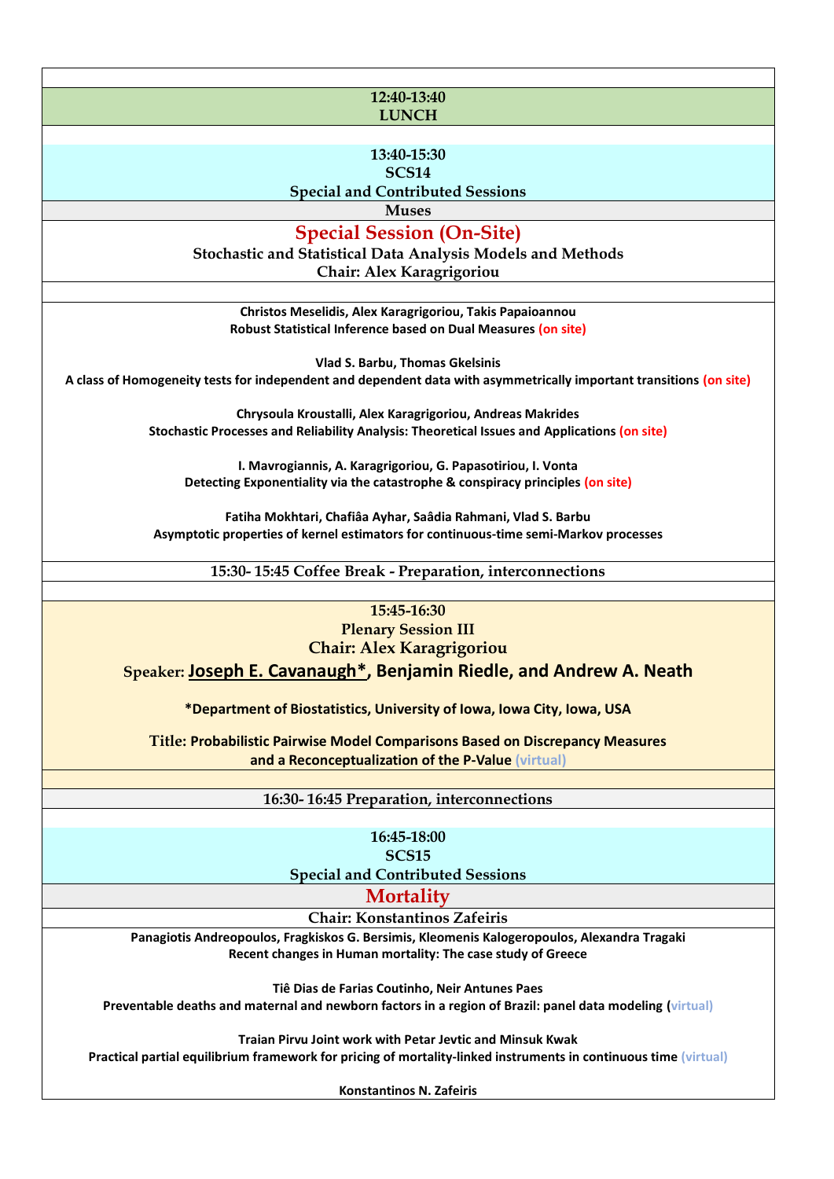**12:40-13:40**
**LUNCH**

**13:40-15:30**
**SCS14**
**Special and Contributed Sessions**
**Muses**

## Special Session (On-Site)

**Stochastic and Statistical Data Analysis Models and Methods**
**Chair: Alex Karagrigoriou**

**Christos Meselidis, Alex Karagrigoriou, Takis Papaioannou**
**Robust Statistical Inference based on Dual Measures (on site)**

**Vlad S. Barbu, Thomas Gkelsinis**
**A class of Homogeneity tests for independent and dependent data with asymmetrically important transitions (on site)**

**Chrysoula Kroustalli, Alex Karagrigoriou, Andreas Makrides**
**Stochastic Processes and Reliability Analysis: Theoretical Issues and Applications (on site)**

**I. Mavrogiannis, A. Karagrigoriou, G. Papasotiriou, I. Vonta**
**Detecting Exponentiality via the catastrophe & conspiracy principles (on site)**

**Fatiha Mokhtari, Chafiâa Ayhar, Saâdia Rahmani, Vlad S. Barbu**
**Asymptotic properties of kernel estimators for continuous-time semi-Markov processes**

**15:30- 15:45 Coffee Break - Preparation, interconnections**

**15:45-16:30**
**Plenary Session III**
**Chair: Alex Karagrigoriou**

**Speaker: Joseph E. Cavanaugh*, Benjamin Riedle, and Andrew A. Neath**

***Department of Biostatistics, University of Iowa, Iowa City, Iowa, USA**

**Title: Probabilistic Pairwise Model Comparisons Based on Discrepancy Measures and a Reconceptualization of the P-Value (virtual)**

**16:30- 16:45 Preparation, interconnections**

**16:45-18:00**
**SCS15**
**Special and Contributed Sessions**

## Mortality

**Chair: Konstantinos Zafeiris**

**Panagiotis Andreopoulos, Fragkiskos G. Bersimis, Kleomenis Kalogeropoulos, Alexandra Tragaki**
**Recent changes in Human mortality: The case study of Greece**

**Tiê Dias de Farias Coutinho, Neir Antunes Paes**
**Preventable deaths and maternal and newborn factors in a region of Brazil: panel data modeling (virtual)**

**Traian Pirvu Joint work with Petar Jevtic and Minsuk Kwak**
**Practical partial equilibrium framework for pricing of mortality-linked instruments in continuous time (virtual)**

**Konstantinos N. Zafeiris**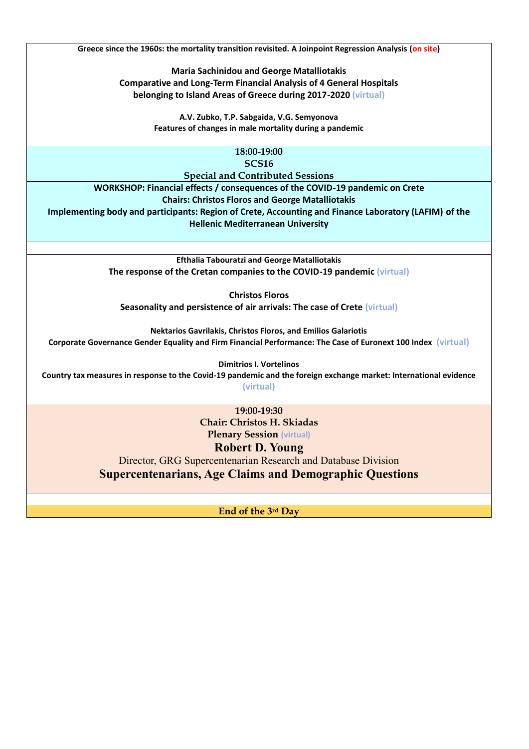**Greece since the 1960s: the mortality transition revisited. A Joinpoint Regression Analysis (on site)**

**Maria Sachinidou and George Matalliotakis**
**Comparative and Long-Term Financial Analysis of 4 General Hospitals belonging to Island Areas of Greece during 2017-2020 (virtual)**

**A.V. Zubko, T.P. Sabgaida, V.G. Semyonova**
**Features of changes in male mortality during a pandemic**

**18:00-19:00**
**SCS16**
**Special and Contributed Sessions**

**WORKSHOP: Financial effects / consequences of the COVID-19 pandemic on Crete**
**Chairs: Christos Floros and George Matalliotakis**
**Implementing body and participants: Region of Crete, Accounting and Finance Laboratory (LAFIM) of the Hellenic Mediterranean University**

**Efthalia Tabouratzi and George Matalliotakis**
**The response of the Cretan companies to the COVID-19 pandemic (virtual)**

**Christos Floros**
**Seasonality and persistence of air arrivals: The case of Crete (virtual)**

**Nektarios Gavrilakis, Christos Floros, and Emilios Galariotis**
**Corporate Governance Gender Equality and Firm Financial Performance: The Case of Euronext 100 Index (virtual)**

**Dimitrios I. Vortelinos**
**Country tax measures in response to the Covid-19 pandemic and the foreign exchange market: International evidence (virtual)**

**19:00-19:30**
**Chair: Christos H. Skiadas**
**Plenary Session (virtual)**

## Robert D. Young

Director, GRG Supercentenarian Research and Database Division

## Supercentenarians, Age Claims and Demographic Questions

**End of the 3rd Day**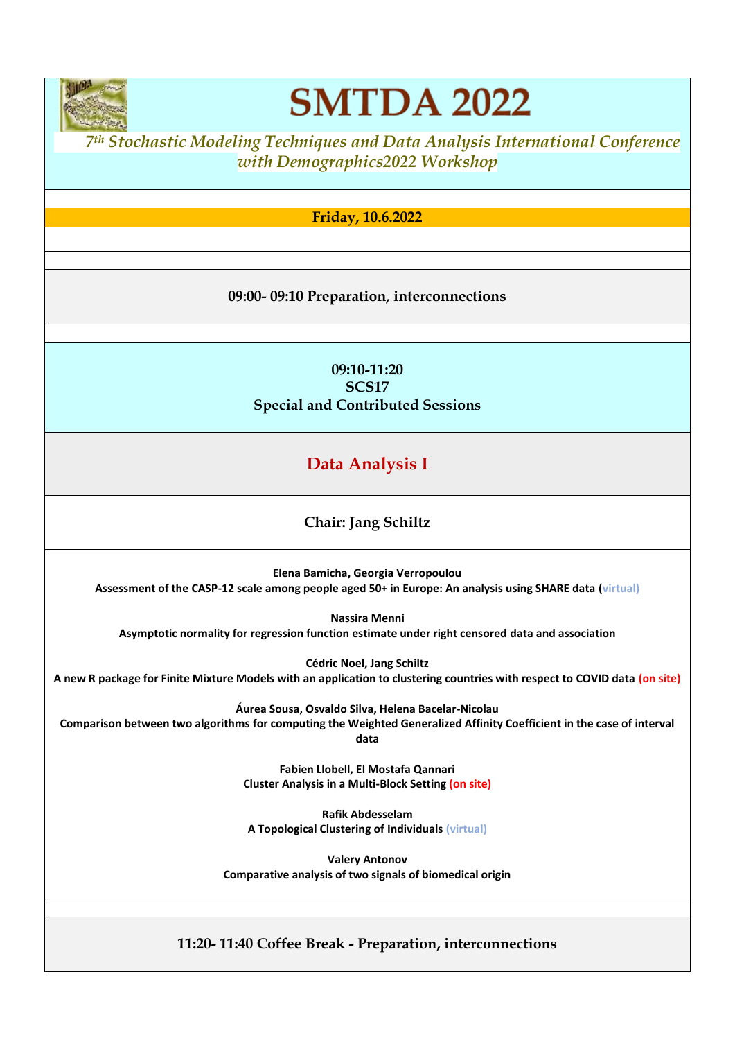# SMTDA 2022

*7th Stochastic Modeling Techniques and Data Analysis International Conference with Demographics2022 Workshop*

**Friday, 10.6.2022**

**09:00- 09:10 Preparation, interconnections**

**09:10-11:20**
**SCS17**
**Special and Contributed Sessions**

## Data Analysis I

**Chair: Jang Schiltz**

**Elena Bamicha, Georgia Verropoulou**
**Assessment of the CASP-12 scale among people aged 50+ in Europe: An analysis using SHARE data (virtual)**

**Nassira Menni**
**Asymptotic normality for regression function estimate under right censored data and association**

**Cédric Noel, Jang Schiltz**
**A new R package for Finite Mixture Models with an application to clustering countries with respect to COVID data (on site)**

**Áurea Sousa, Osvaldo Silva, Helena Bacelar-Nicolau**
**Comparison between two algorithms for computing the Weighted Generalized Affinity Coefficient in the case of interval data**

**Fabien Llobell, El Mostafa Qannari**
**Cluster Analysis in a Multi-Block Setting (on site)**

**Rafik Abdesselam**
**A Topological Clustering of Individuals (virtual)**

**Valery Antonov**
**Comparative analysis of two signals of biomedical origin**

**11:20- 11:40 Coffee Break - Preparation, interconnections**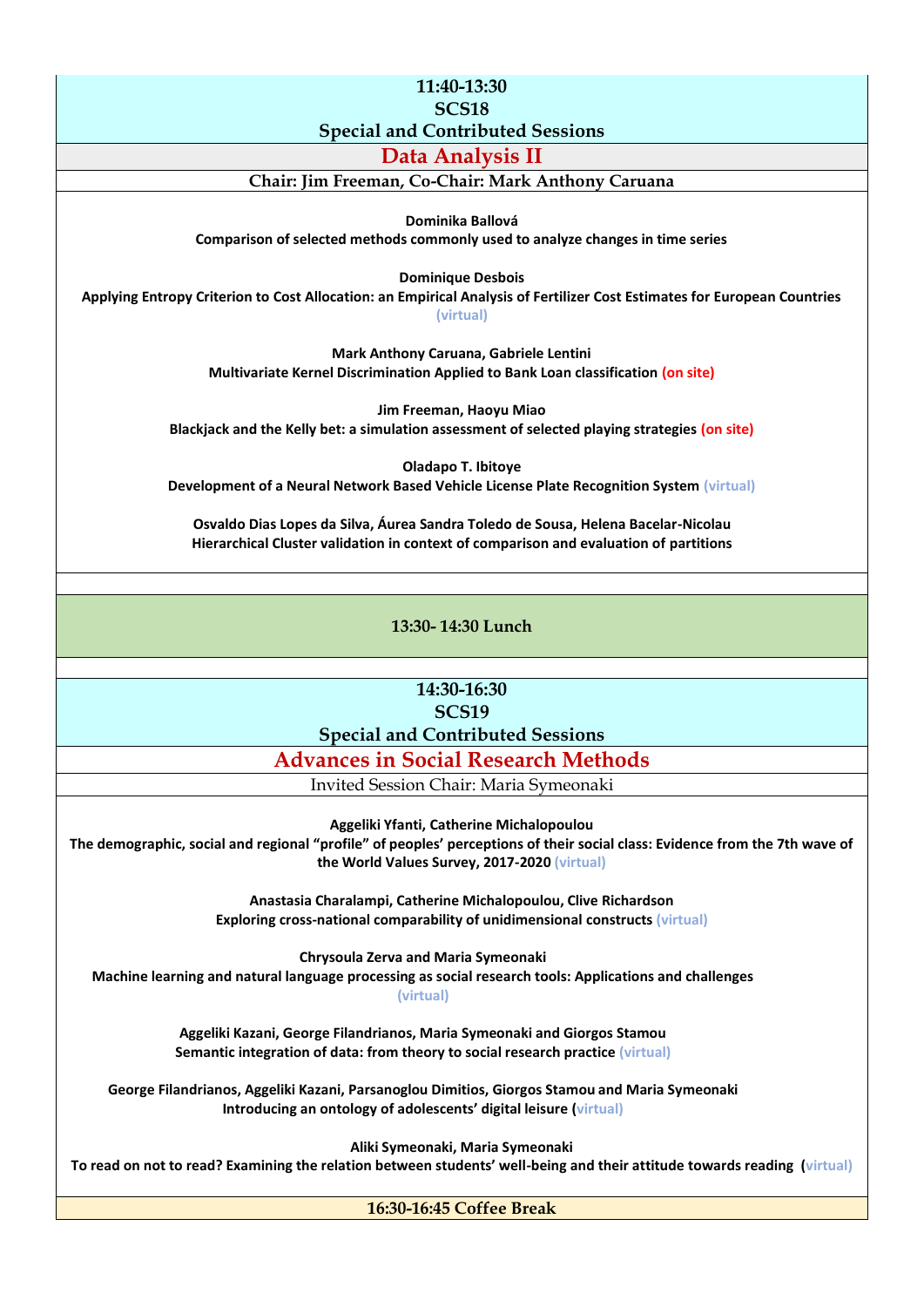**11:40-13:30**
**SCS18**
**Special and Contributed Sessions**

## Data Analysis II

**Chair: Jim Freeman, Co-Chair: Mark Anthony Caruana**

**Dominika Ballová**
**Comparison of selected methods commonly used to analyze changes in time series**

**Dominique Desbois**
**Applying Entropy Criterion to Cost Allocation: an Empirical Analysis of Fertilizer Cost Estimates for European Countries** (virtual)

**Mark Anthony Caruana, Gabriele Lentini**
**Multivariate Kernel Discrimination Applied to Bank Loan classification** (on site)

**Jim Freeman, Haoyu Miao**
**Blackjack and the Kelly bet: a simulation assessment of selected playing strategies** (on site)

**Oladapo T. Ibitoye**
**Development of a Neural Network Based Vehicle License Plate Recognition System** (virtual)

**Osvaldo Dias Lopes da Silva, Áurea Sandra Toledo de Sousa, Helena Bacelar-Nicolau**
**Hierarchical Cluster validation in context of comparison and evaluation of partitions**

**13:30- 14:30 Lunch**

**14:30-16:30**
**SCS19**
**Special and Contributed Sessions**

## Advances in Social Research Methods

Invited Session Chair: Maria Symeonaki

**Aggeliki Yfanti, Catherine Michalopoulou**
**The demographic, social and regional "profile" of peoples' perceptions of their social class: Evidence from the 7th wave of the World Values Survey, 2017-2020** (virtual)

**Anastasia Charalampi, Catherine Michalopoulou, Clive Richardson**
**Exploring cross-national comparability of unidimensional constructs** (virtual)

**Chrysoula Zerva and Maria Symeonaki**
**Machine learning and natural language processing as social research tools: Applications and challenges** (virtual)

**Aggeliki Kazani, George Filandrianos, Maria Symeonaki and Giorgos Stamou**
**Semantic integration of data: from theory to social research practice** (virtual)

**George Filandrianos, Aggeliki Kazani, Parsanoglou Dimitios, Giorgos Stamou and Maria Symeonaki**
**Introducing an ontology of adolescents' digital leisure** (virtual)

**Aliki Symeonaki, Maria Symeonaki**
**To read on not to read? Examining the relation between students' well-being and their attitude towards reading** (virtual)

**16:30-16:45 Coffee Break**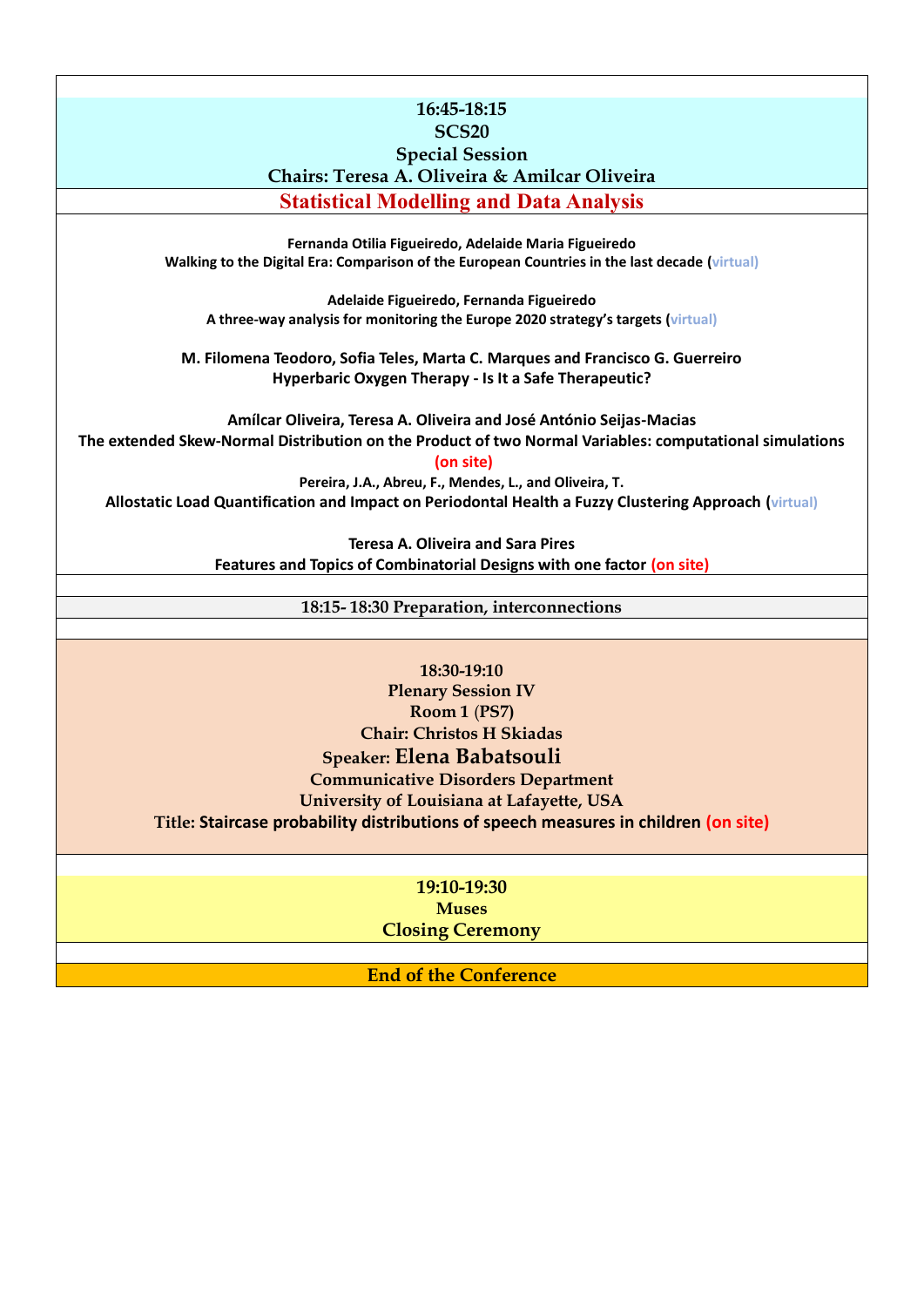**16:45-18:15**
**SCS20**
**Special Session**
**Chairs: Teresa A. Oliveira & Amilcar Oliveira**

## Statistical Modelling and Data Analysis

**Fernanda Otilia Figueiredo, Adelaide Maria Figueiredo**
**Walking to the Digital Era: Comparison of the European Countries in the last decade (virtual)**

**Adelaide Figueiredo, Fernanda Figueiredo**
**A three-way analysis for monitoring the Europe 2020 strategy's targets (virtual)**

**M. Filomena Teodoro, Sofia Teles, Marta C. Marques and Francisco G. Guerreiro**
**Hyperbaric Oxygen Therapy - Is It a Safe Therapeutic?**

**Amílcar Oliveira, Teresa A. Oliveira and José António Seijas-Macias**
**The extended Skew-Normal Distribution on the Product of two Normal Variables: computational simulations (on site)**

**Pereira, J.A., Abreu, F., Mendes, L., and Oliveira, T.**
**Allostatic Load Quantification and Impact on Periodontal Health a Fuzzy Clustering Approach (virtual)**

**Teresa A. Oliveira and Sara Pires**
**Features and Topics of Combinatorial Designs with one factor (on site)**

**18:15- 18:30 Preparation, interconnections**

**18:30-19:10**
**Plenary Session IV**
**Room 1 (PS7)**
**Chair: Christos H Skiadas**
**Speaker: Elena Babatsouli**
**Communicative Disorders Department**
**University of Louisiana at Lafayette, USA**
**Title: Staircase probability distributions of speech measures in children (on site)**

**19:10-19:30**
**Muses**
**Closing Ceremony**

**End of the Conference**